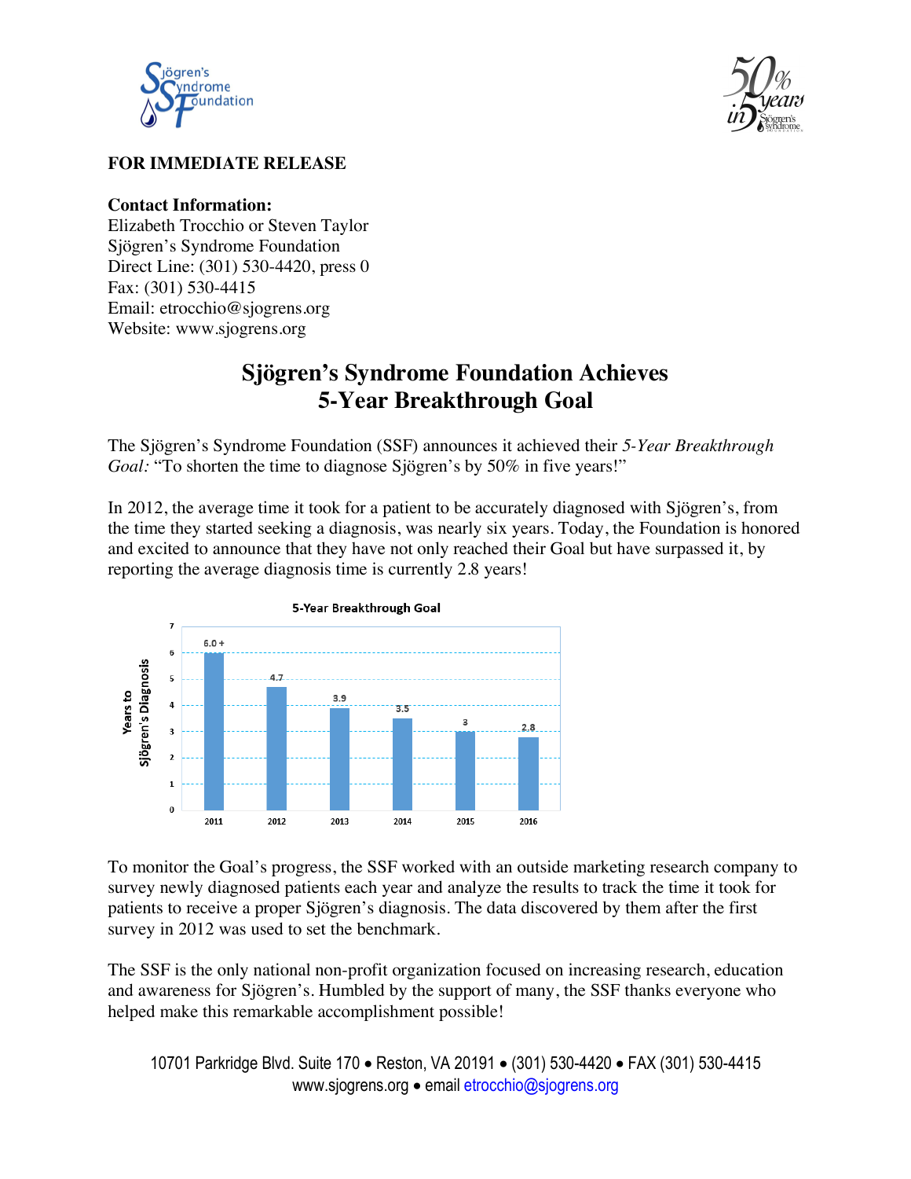**FOR IMMEDIATE RELEASE**

**Contact Information:**
Elizabeth Trocchio or Steven Taylor
Sjögren's Syndrome Foundation
Direct Line: (301) 530-4420, press 0
Fax: (301) 530-4415
Email: etrocchio@sjogrens.org
Website: www.sjogrens.org

# Sjögren's Syndrome Foundation Achieves 5-Year Breakthrough Goal

The Sjögren's Syndrome Foundation (SSF) announces it achieved their *5-Year Breakthrough Goal:* "To shorten the time to diagnose Sjögren's by 50% in five years!"

In 2012, the average time it took for a patient to be accurately diagnosed with Sjögren's, from the time they started seeking a diagnosis, was nearly six years. Today, the Foundation is honored and excited to announce that they have not only reached their Goal but have surpassed it, by reporting the average diagnosis time is currently 2.8 years!

**5-Year Breakthrough Goal**

| Year | Years to Sjögren's Diagnosis |
|---|---|
| 2011 | 6.0 + |
| 2012 | 4.7 |
| 2013 | 3.9 |
| 2014 | 3.5 |
| 2015 | 3 |
| 2016 | 2.8 |

To monitor the Goal's progress, the SSF worked with an outside marketing research company to survey newly diagnosed patients each year and analyze the results to track the time it took for patients to receive a proper Sjögren's diagnosis. The data discovered by them after the first survey in 2012 was used to set the benchmark.

The SSF is the only national non-profit organization focused on increasing research, education and awareness for Sjögren's. Humbled by the support of many, the SSF thanks everyone who helped make this remarkable accomplishment possible!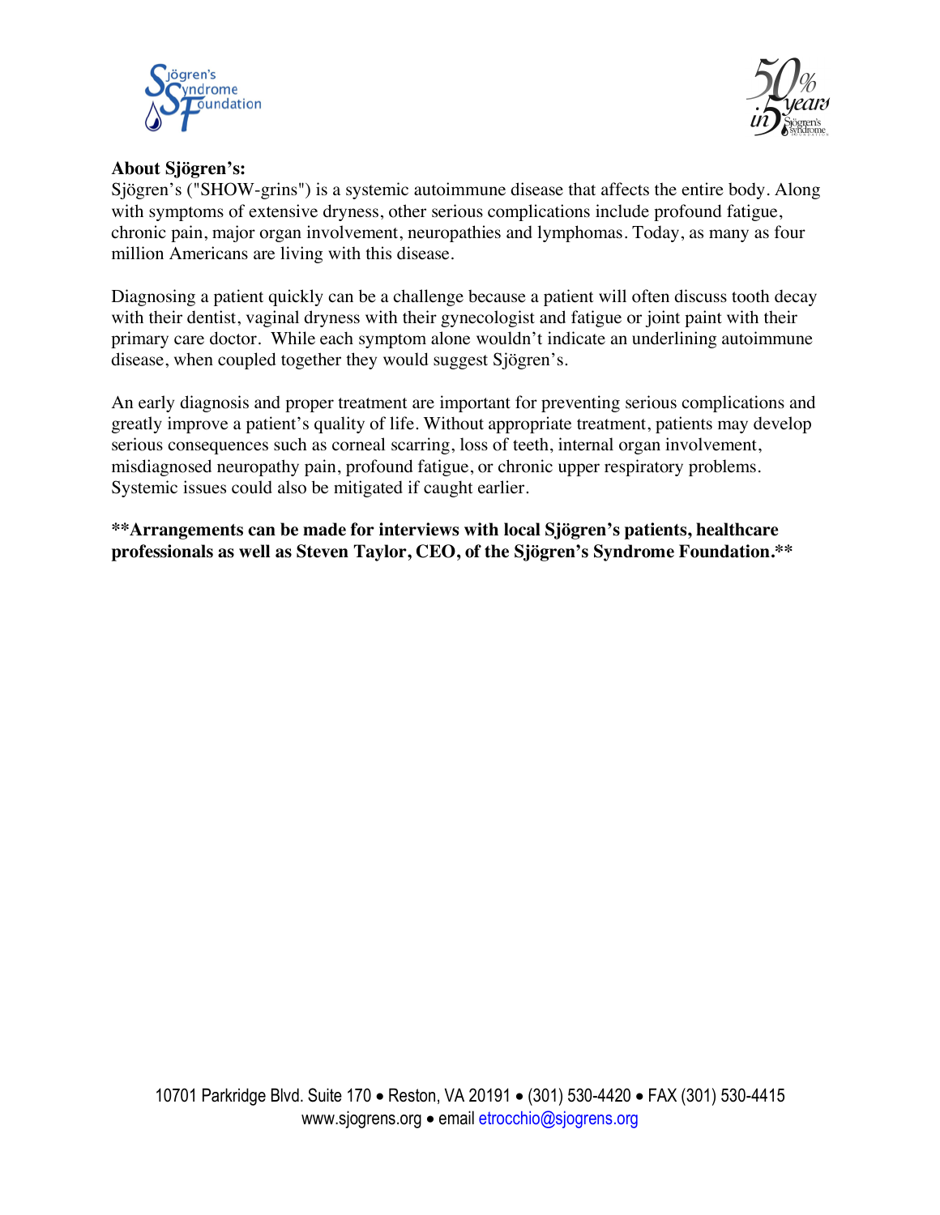**About Sjögren's:**

Sjögren's ("SHOW-grins") is a systemic autoimmune disease that affects the entire body. Along with symptoms of extensive dryness, other serious complications include profound fatigue, chronic pain, major organ involvement, neuropathies and lymphomas. Today, as many as four million Americans are living with this disease.

Diagnosing a patient quickly can be a challenge because a patient will often discuss tooth decay with their dentist, vaginal dryness with their gynecologist and fatigue or joint paint with their primary care doctor. While each symptom alone wouldn't indicate an underlining autoimmune disease, when coupled together they would suggest Sjögren's.

An early diagnosis and proper treatment are important for preventing serious complications and greatly improve a patient's quality of life. Without appropriate treatment, patients may develop serious consequences such as corneal scarring, loss of teeth, internal organ involvement, misdiagnosed neuropathy pain, profound fatigue, or chronic upper respiratory problems. Systemic issues could also be mitigated if caught earlier.

**\*\*Arrangements can be made for interviews with local Sjögren's patients, healthcare professionals as well as Steven Taylor, CEO, of the Sjögren's Syndrome Foundation.\*\***

10701 Parkridge Blvd. Suite 170 • Reston, VA 20191 • (301) 530-4420 • FAX (301) 530-4415
www.sjogrens.org • email etrocchio@sjogrens.org